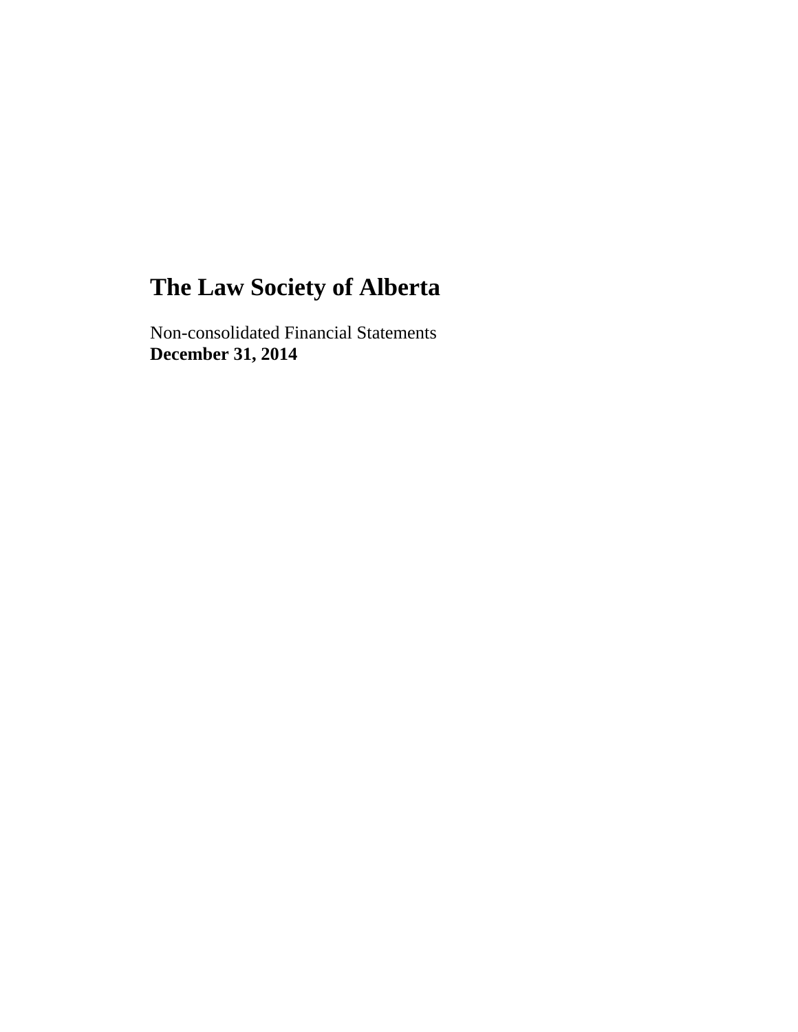# The Law Society of Alberta

Non-consolidated Financial Statements
**December 31, 2014**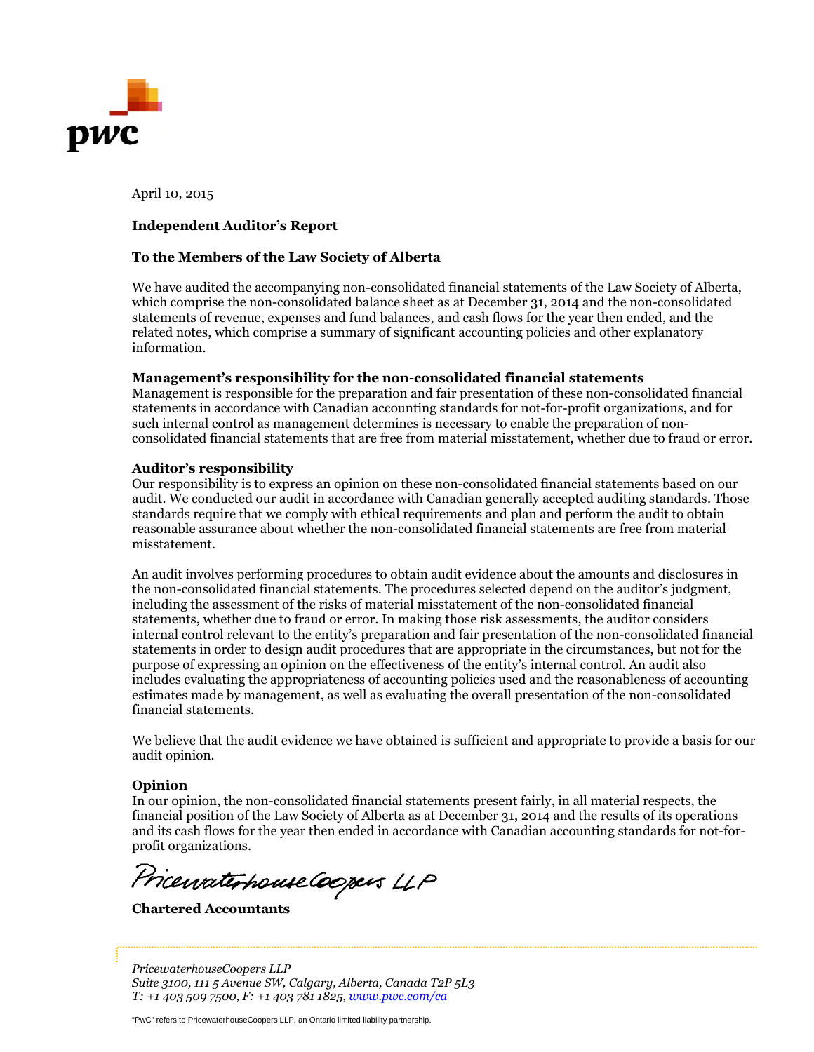April 10, 2015

**Independent Auditor's Report**

**To the Members of the Law Society of Alberta**

We have audited the accompanying non-consolidated financial statements of the Law Society of Alberta, which comprise the non-consolidated balance sheet as at December 31, 2014 and the non-consolidated statements of revenue, expenses and fund balances, and cash flows for the year then ended, and the related notes, which comprise a summary of significant accounting policies and other explanatory information.

**Management's responsibility for the non-consolidated financial statements**

Management is responsible for the preparation and fair presentation of these non-consolidated financial statements in accordance with Canadian accounting standards for not-for-profit organizations, and for such internal control as management determines is necessary to enable the preparation of non-consolidated financial statements that are free from material misstatement, whether due to fraud or error.

**Auditor's responsibility**

Our responsibility is to express an opinion on these non-consolidated financial statements based on our audit. We conducted our audit in accordance with Canadian generally accepted auditing standards. Those standards require that we comply with ethical requirements and plan and perform the audit to obtain reasonable assurance about whether the non-consolidated financial statements are free from material misstatement.

An audit involves performing procedures to obtain audit evidence about the amounts and disclosures in the non-consolidated financial statements. The procedures selected depend on the auditor's judgment, including the assessment of the risks of material misstatement of the non-consolidated financial statements, whether due to fraud or error. In making those risk assessments, the auditor considers internal control relevant to the entity's preparation and fair presentation of the non-consolidated financial statements in order to design audit procedures that are appropriate in the circumstances, but not for the purpose of expressing an opinion on the effectiveness of the entity's internal control. An audit also includes evaluating the appropriateness of accounting policies used and the reasonableness of accounting estimates made by management, as well as evaluating the overall presentation of the non-consolidated financial statements.

We believe that the audit evidence we have obtained is sufficient and appropriate to provide a basis for our audit opinion.

**Opinion**

In our opinion, the non-consolidated financial statements present fairly, in all material respects, the financial position of the Law Society of Alberta as at December 31, 2014 and the results of its operations and its cash flows for the year then ended in accordance with Canadian accounting standards for not-for-profit organizations.

PricewaterhouseCoopers LLP

**Chartered Accountants**

*PricewaterhouseCoopers LLP*
*Suite 3100, 111 5 Avenue SW, Calgary, Alberta, Canada T2P 5L3*
*T: +1 403 509 7500, F: +1 403 781 1825, www.pwc.com/ca*

"PwC" refers to PricewaterhouseCoopers LLP, an Ontario limited liability partnership.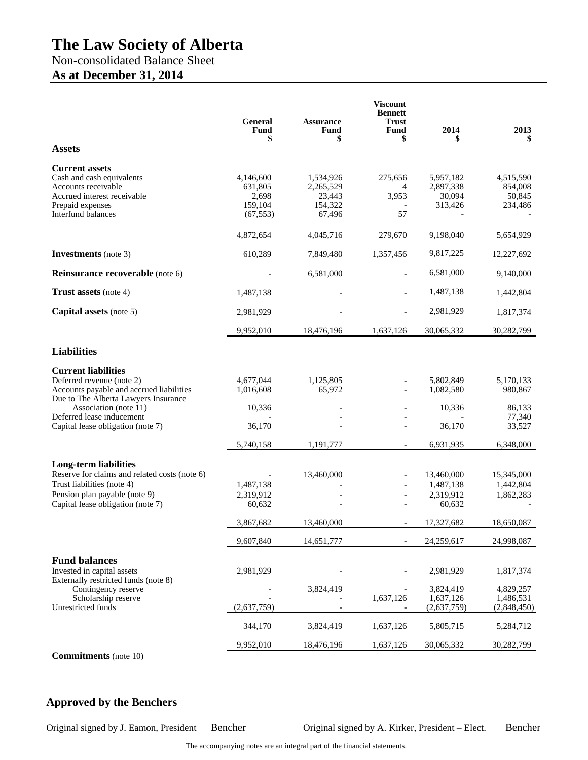# The Law Society of Alberta

## Non-consolidated Balance Sheet

## As at December 31, 2014

| | General Fund $ | Assurance Fund $ | Viscount Bennett Trust Fund $ | 2014 $ | 2013 $ |
|---|---|---|---|---|---|
| **Assets** | | | | | |
| **Current assets** | | | | | |
| Cash and cash equivalents | 4,146,600 | 1,534,926 | 275,656 | 5,957,182 | 4,515,590 |
| Accounts receivable | 631,805 | 2,265,529 | 4 | 2,897,338 | 854,008 |
| Accrued interest receivable | 2,698 | 23,443 | 3,953 | 30,094 | 50,845 |
| Prepaid expenses | 159,104 | 154,322 | - | 313,426 | 234,486 |
| Interfund balances | (67,553) | 67,496 | 57 | - | - |
| | 4,872,654 | 4,045,716 | 279,670 | 9,198,040 | 5,654,929 |
| **Investments** (note 3) | 610,289 | 7,849,480 | 1,357,456 | 9,817,225 | 12,227,692 |
| **Reinsurance recoverable** (note 6) | - | 6,581,000 | - | 6,581,000 | 9,140,000 |
| **Trust assets** (note 4) | 1,487,138 | - | - | 1,487,138 | 1,442,804 |
| **Capital assets** (note 5) | 2,981,929 | - | - | 2,981,929 | 1,817,374 |
| | 9,952,010 | 18,476,196 | 1,637,126 | 30,065,332 | 30,282,799 |
| **Liabilities** | | | | | |
| **Current liabilities** | | | | | |
| Deferred revenue (note 2) | 4,677,044 | 1,125,805 | - | 5,802,849 | 5,170,133 |
| Accounts payable and accrued liabilities | 1,016,608 | 65,972 | - | 1,082,580 | 980,867 |
| Due to The Alberta Lawyers Insurance Association (note 11) | 10,336 | - | - | 10,336 | 86,133 |
| Deferred lease inducement | - | - | - | - | 77,340 |
| Capital lease obligation (note 7) | 36,170 | - | - | 36,170 | 33,527 |
| | 5,740,158 | 1,191,777 | - | 6,931,935 | 6,348,000 |
| **Long-term liabilities** | | | | | |
| Reserve for claims and related costs (note 6) | - | 13,460,000 | - | 13,460,000 | 15,345,000 |
| Trust liabilities (note 4) | 1,487,138 | - | - | 1,487,138 | 1,442,804 |
| Pension plan payable (note 9) | 2,319,912 | - | - | 2,319,912 | 1,862,283 |
| Capital lease obligation (note 7) | 60,632 | - | - | 60,632 | - |
| | 3,867,682 | 13,460,000 | - | 17,327,682 | 18,650,087 |
| | 9,607,840 | 14,651,777 | - | 24,259,617 | 24,998,087 |
| **Fund balances** | | | | | |
| Invested in capital assets | 2,981,929 | - | - | 2,981,929 | 1,817,374 |
| Externally restricted funds (note 8) | | | | | |
| Contingency reserve | - | 3,824,419 | - | 3,824,419 | 4,829,257 |
| Scholarship reserve | - | - | 1,637,126 | 1,637,126 | 1,486,531 |
| Unrestricted funds | (2,637,759) | - | - | (2,637,759) | (2,848,450) |
| | 344,170 | 3,824,419 | 1,637,126 | 5,805,715 | 5,284,712 |
| | 9,952,010 | 18,476,196 | 1,637,126 | 30,065,332 | 30,282,799 |

**Commitments** (note 10)

### Approved by the Benchers

Original signed by J. Eamon, President Bencher    Original signed by A. Kirker, President – Elect. Bencher

The accompanying notes are an integral part of the financial statements.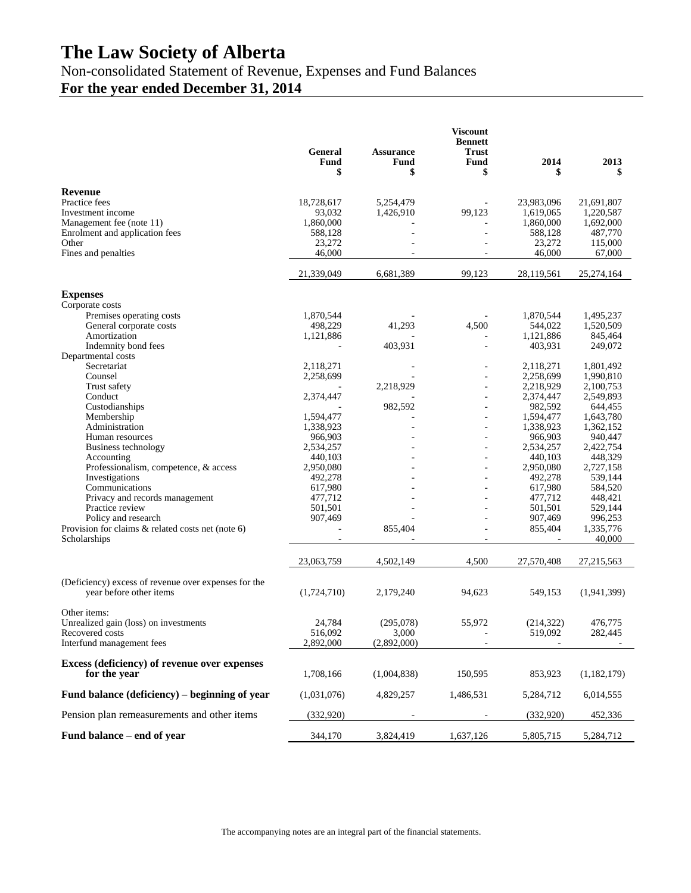# The Law Society of Alberta

## Non-consolidated Statement of Revenue, Expenses and Fund Balances

## For the year ended December 31, 2014

| | General Fund $ | Assurance Fund $ | Viscount Bennett Trust Fund $ | 2014 $ | 2013 $ |
|---|---|---|---|---|---|
| **Revenue** | | | | | |
| Practice fees | 18,728,617 | 5,254,479 | - | 23,983,096 | 21,691,807 |
| Investment income | 93,032 | 1,426,910 | 99,123 | 1,619,065 | 1,220,587 |
| Management fee (note 11) | 1,860,000 | - | - | 1,860,000 | 1,692,000 |
| Enrolment and application fees | 588,128 | - | - | 588,128 | 487,770 |
| Other | 23,272 | - | - | 23,272 | 115,000 |
| Fines and penalties | 46,000 | - | - | 46,000 | 67,000 |
| | 21,339,049 | 6,681,389 | 99,123 | 28,119,561 | 25,274,164 |
| **Expenses** | | | | | |
| Corporate costs | | | | | |
| Premises operating costs | 1,870,544 | - | - | 1,870,544 | 1,495,237 |
| General corporate costs | 498,229 | 41,293 | 4,500 | 544,022 | 1,520,509 |
| Amortization | 1,121,886 | - | - | 1,121,886 | 845,464 |
| Indemnity bond fees | - | 403,931 | - | 403,931 | 249,072 |
| Departmental costs | | | | | |
| Secretariat | 2,118,271 | - | - | 2,118,271 | 1,801,492 |
| Counsel | 2,258,699 | - | - | 2,258,699 | 1,990,810 |
| Trust safety | - | 2,218,929 | - | 2,218,929 | 2,100,753 |
| Conduct | 2,374,447 | - | - | 2,374,447 | 2,549,893 |
| Custodianships | - | 982,592 | - | 982,592 | 644,455 |
| Membership | 1,594,477 | - | - | 1,594,477 | 1,643,780 |
| Administration | 1,338,923 | - | - | 1,338,923 | 1,362,152 |
| Human resources | 966,903 | - | - | 966,903 | 940,447 |
| Business technology | 2,534,257 | - | - | 2,534,257 | 2,422,754 |
| Accounting | 440,103 | - | - | 440,103 | 448,329 |
| Professionalism, competence, & access | 2,950,080 | - | - | 2,950,080 | 2,727,158 |
| Investigations | 492,278 | - | - | 492,278 | 539,144 |
| Communications | 617,980 | - | - | 617,980 | 584,520 |
| Privacy and records management | 477,712 | - | - | 477,712 | 448,421 |
| Practice review | 501,501 | - | - | 501,501 | 529,144 |
| Policy and research | 907,469 | - | - | 907,469 | 996,253 |
| Provision for claims & related costs net (note 6) | - | 855,404 | - | 855,404 | 1,335,776 |
| Scholarships | - | - | - | - | 40,000 |
| | 23,063,759 | 4,502,149 | 4,500 | 27,570,408 | 27,215,563 |
| (Deficiency) excess of revenue over expenses for the year before other items | (1,724,710) | 2,179,240 | 94,623 | 549,153 | (1,941,399) |
| Other items: | | | | | |
| Unrealized gain (loss) on investments | 24,784 | (295,078) | 55,972 | (214,322) | 476,775 |
| Recovered costs | 516,092 | 3,000 | - | 519,092 | 282,445 |
| Interfund management fees | 2,892,000 | (2,892,000) | - | - | - |
| **Excess (deficiency) of revenue over expenses for the year** | 1,708,166 | (1,004,838) | 150,595 | 853,923 | (1,182,179) |
| **Fund balance (deficiency) – beginning of year** | (1,031,076) | 4,829,257 | 1,486,531 | 5,284,712 | 6,014,555 |
| Pension plan remeasurements and other items | (332,920) | - | - | (332,920) | 452,336 |
| **Fund balance – end of year** | 344,170 | 3,824,419 | 1,637,126 | 5,805,715 | 5,284,712 |

The accompanying notes are an integral part of the financial statements.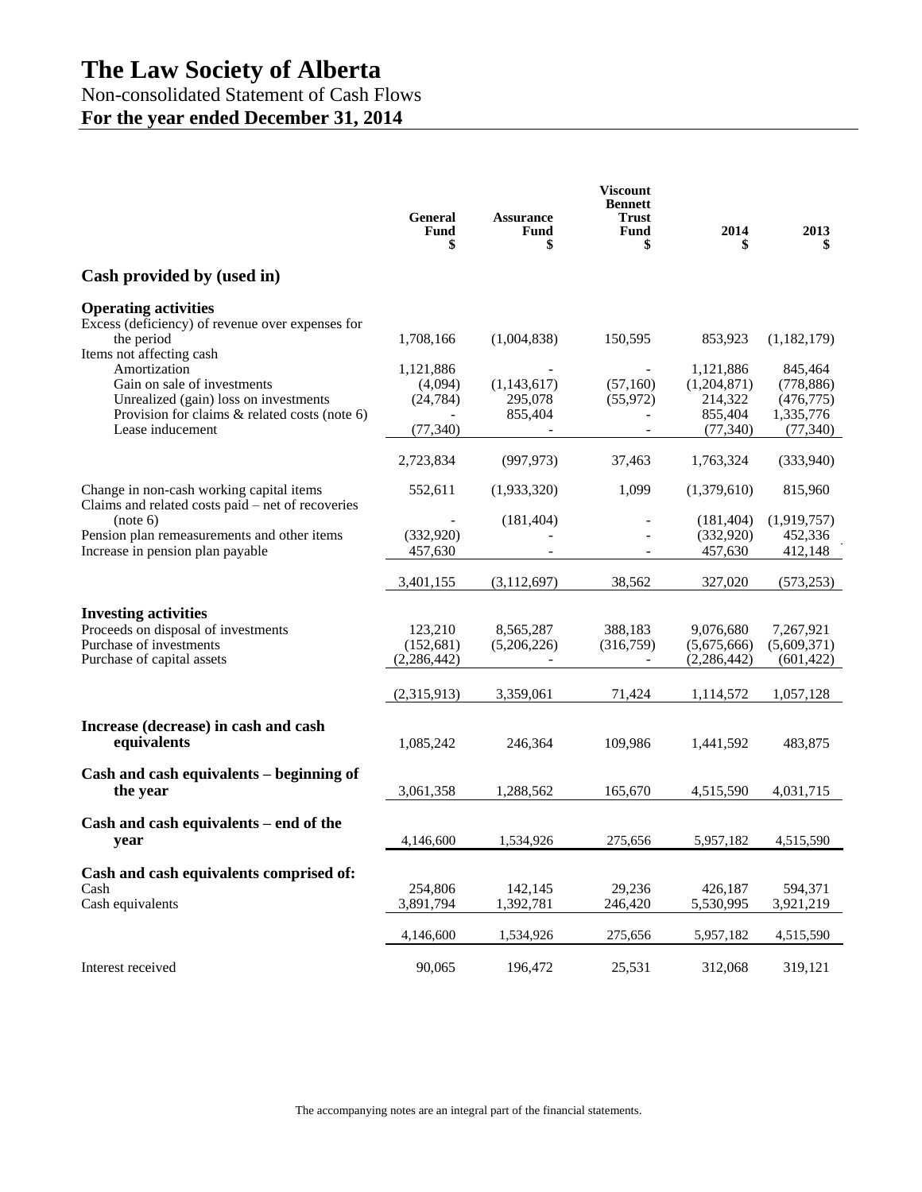# The Law Society of Alberta

## Non-consolidated Statement of Cash Flows

## For the year ended December 31, 2014

| | General Fund $ | Assurance Fund $ | Viscount Bennett Trust Fund $ | 2014 $ | 2013 $ |
|---|---|---|---|---|---|
| **Cash provided by (used in)** | | | | | |
| **Operating activities** | | | | | |
| Excess (deficiency) of revenue over expenses for the period | 1,708,166 | (1,004,838) | 150,595 | 853,923 | (1,182,179) |
| Items not affecting cash | | | | | |
| Amortization | 1,121,886 | - | - | 1,121,886 | 845,464 |
| Gain on sale of investments | (4,094) | (1,143,617) | (57,160) | (1,204,871) | (778,886) |
| Unrealized (gain) loss on investments | (24,784) | 295,078 | (55,972) | 214,322 | (476,775) |
| Provision for claims & related costs (note 6) | - | 855,404 | - | 855,404 | 1,335,776 |
| Lease inducement | (77,340) | - | - | (77,340) | (77,340) |
| | 2,723,834 | (997,973) | 37,463 | 1,763,324 | (333,940) |
| Change in non-cash working capital items | 552,611 | (1,933,320) | 1,099 | (1,379,610) | 815,960 |
| Claims and related costs paid – net of recoveries (note 6) | - | (181,404) | - | (181,404) | (1,919,757) |
| Pension plan remeasurements and other items | (332,920) | - | - | (332,920) | 452,336 |
| Increase in pension plan payable | 457,630 | - | - | 457,630 | 412,148 |
| | 3,401,155 | (3,112,697) | 38,562 | 327,020 | (573,253) |
| **Investing activities** | | | | | |
| Proceeds on disposal of investments | 123,210 | 8,565,287 | 388,183 | 9,076,680 | 7,267,921 |
| Purchase of investments | (152,681) | (5,206,226) | (316,759) | (5,675,666) | (5,609,371) |
| Purchase of capital assets | (2,286,442) | - | - | (2,286,442) | (601,422) |
| | (2,315,913) | 3,359,061 | 71,424 | 1,114,572 | 1,057,128 |
| **Increase (decrease) in cash and cash equivalents** | 1,085,242 | 246,364 | 109,986 | 1,441,592 | 483,875 |
| **Cash and cash equivalents – beginning of the year** | 3,061,358 | 1,288,562 | 165,670 | 4,515,590 | 4,031,715 |
| **Cash and cash equivalents – end of the year** | 4,146,600 | 1,534,926 | 275,656 | 5,957,182 | 4,515,590 |
| **Cash and cash equivalents comprised of:** | | | | | |
| Cash | 254,806 | 142,145 | 29,236 | 426,187 | 594,371 |
| Cash equivalents | 3,891,794 | 1,392,781 | 246,420 | 5,530,995 | 3,921,219 |
| | 4,146,600 | 1,534,926 | 275,656 | 5,957,182 | 4,515,590 |
| Interest received | 90,065 | 196,472 | 25,531 | 312,068 | 319,121 |

The accompanying notes are an integral part of the financial statements.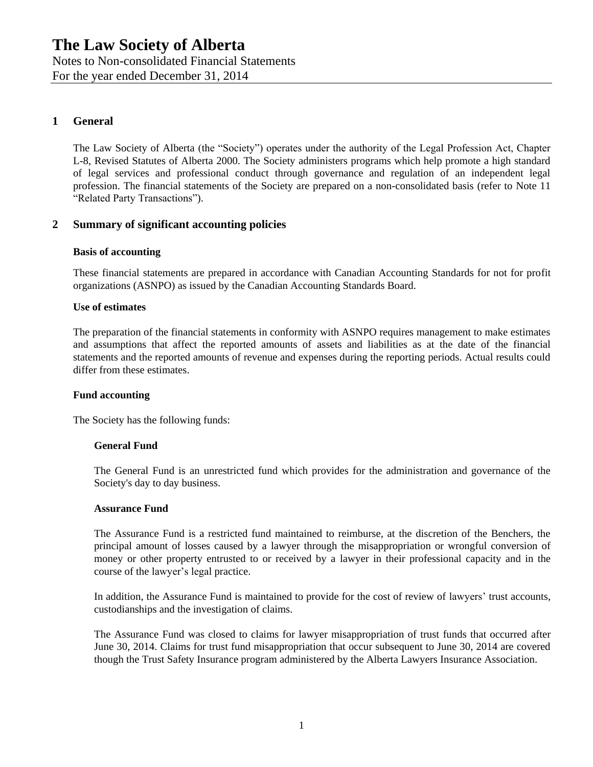# The Law Society of Alberta

Notes to Non-consolidated Financial Statements
For the year ended December 31, 2014

## 1 General

The Law Society of Alberta (the "Society") operates under the authority of the Legal Profession Act, Chapter L-8, Revised Statutes of Alberta 2000. The Society administers programs which help promote a high standard of legal services and professional conduct through governance and regulation of an independent legal profession. The financial statements of the Society are prepared on a non-consolidated basis (refer to Note 11 "Related Party Transactions").

## 2 Summary of significant accounting policies

**Basis of accounting**

These financial statements are prepared in accordance with Canadian Accounting Standards for not for profit organizations (ASNPO) as issued by the Canadian Accounting Standards Board.

**Use of estimates**

The preparation of the financial statements in conformity with ASNPO requires management to make estimates and assumptions that affect the reported amounts of assets and liabilities as at the date of the financial statements and the reported amounts of revenue and expenses during the reporting periods. Actual results could differ from these estimates.

**Fund accounting**

The Society has the following funds:

**General Fund**

The General Fund is an unrestricted fund which provides for the administration and governance of the Society's day to day business.

**Assurance Fund**

The Assurance Fund is a restricted fund maintained to reimburse, at the discretion of the Benchers, the principal amount of losses caused by a lawyer through the misappropriation or wrongful conversion of money or other property entrusted to or received by a lawyer in their professional capacity and in the course of the lawyer's legal practice.

In addition, the Assurance Fund is maintained to provide for the cost of review of lawyers' trust accounts, custodianships and the investigation of claims.

The Assurance Fund was closed to claims for lawyer misappropriation of trust funds that occurred after June 30, 2014. Claims for trust fund misappropriation that occur subsequent to June 30, 2014 are covered though the Trust Safety Insurance program administered by the Alberta Lawyers Insurance Association.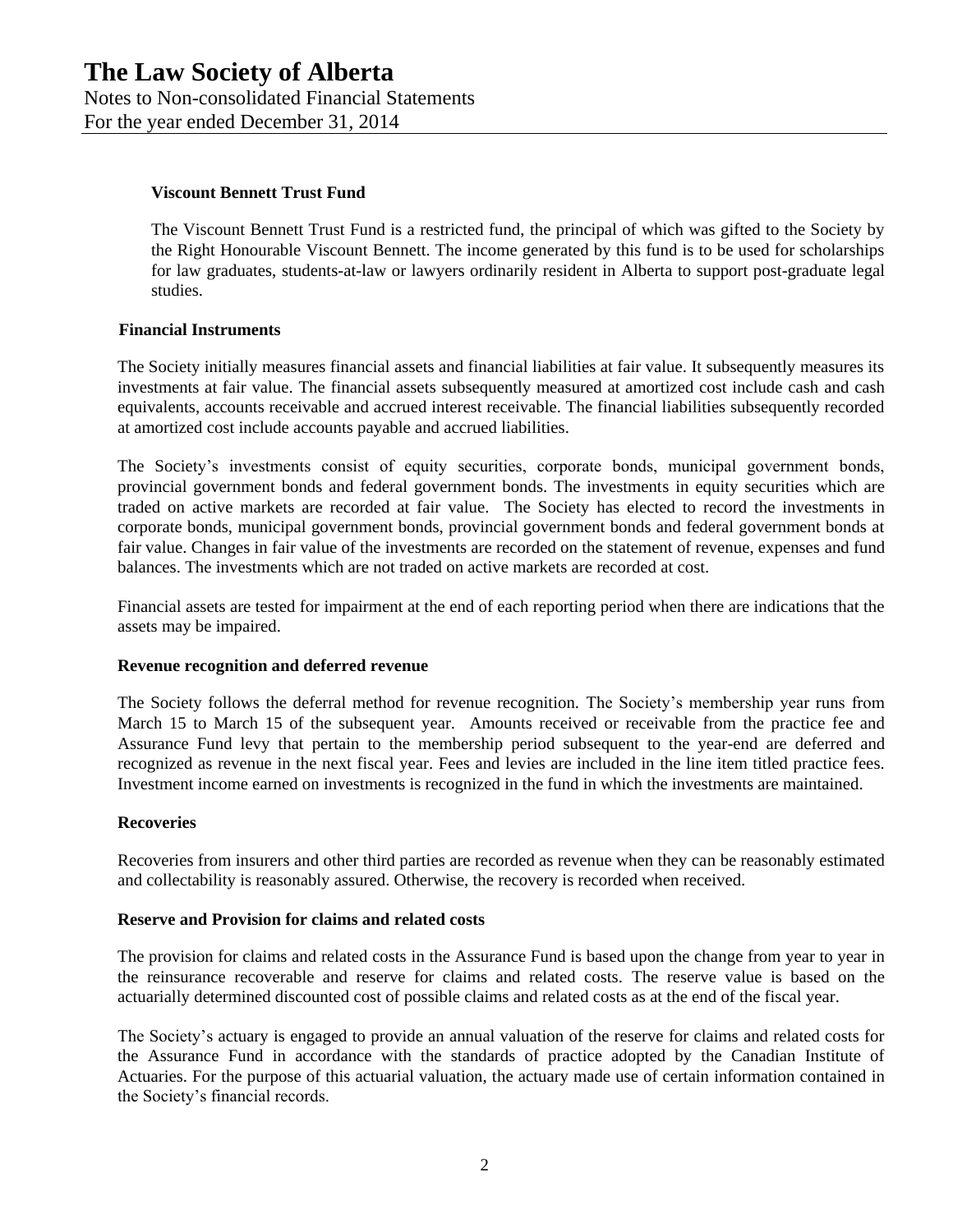**Viscount Bennett Trust Fund**

The Viscount Bennett Trust Fund is a restricted fund, the principal of which was gifted to the Society by the Right Honourable Viscount Bennett. The income generated by this fund is to be used for scholarships for law graduates, students-at-law or lawyers ordinarily resident in Alberta to support post-graduate legal studies.

**Financial Instruments**

The Society initially measures financial assets and financial liabilities at fair value. It subsequently measures its investments at fair value. The financial assets subsequently measured at amortized cost include cash and cash equivalents, accounts receivable and accrued interest receivable. The financial liabilities subsequently recorded at amortized cost include accounts payable and accrued liabilities.

The Society's investments consist of equity securities, corporate bonds, municipal government bonds, provincial government bonds and federal government bonds. The investments in equity securities which are traded on active markets are recorded at fair value. The Society has elected to record the investments in corporate bonds, municipal government bonds, provincial government bonds and federal government bonds at fair value. Changes in fair value of the investments are recorded on the statement of revenue, expenses and fund balances. The investments which are not traded on active markets are recorded at cost.

Financial assets are tested for impairment at the end of each reporting period when there are indications that the assets may be impaired.

**Revenue recognition and deferred revenue**

The Society follows the deferral method for revenue recognition. The Society's membership year runs from March 15 to March 15 of the subsequent year. Amounts received or receivable from the practice fee and Assurance Fund levy that pertain to the membership period subsequent to the year-end are deferred and recognized as revenue in the next fiscal year. Fees and levies are included in the line item titled practice fees. Investment income earned on investments is recognized in the fund in which the investments are maintained.

**Recoveries**

Recoveries from insurers and other third parties are recorded as revenue when they can be reasonably estimated and collectability is reasonably assured. Otherwise, the recovery is recorded when received.

**Reserve and Provision for claims and related costs**

The provision for claims and related costs in the Assurance Fund is based upon the change from year to year in the reinsurance recoverable and reserve for claims and related costs. The reserve value is based on the actuarially determined discounted cost of possible claims and related costs as at the end of the fiscal year.

The Society's actuary is engaged to provide an annual valuation of the reserve for claims and related costs for the Assurance Fund in accordance with the standards of practice adopted by the Canadian Institute of Actuaries. For the purpose of this actuarial valuation, the actuary made use of certain information contained in the Society's financial records.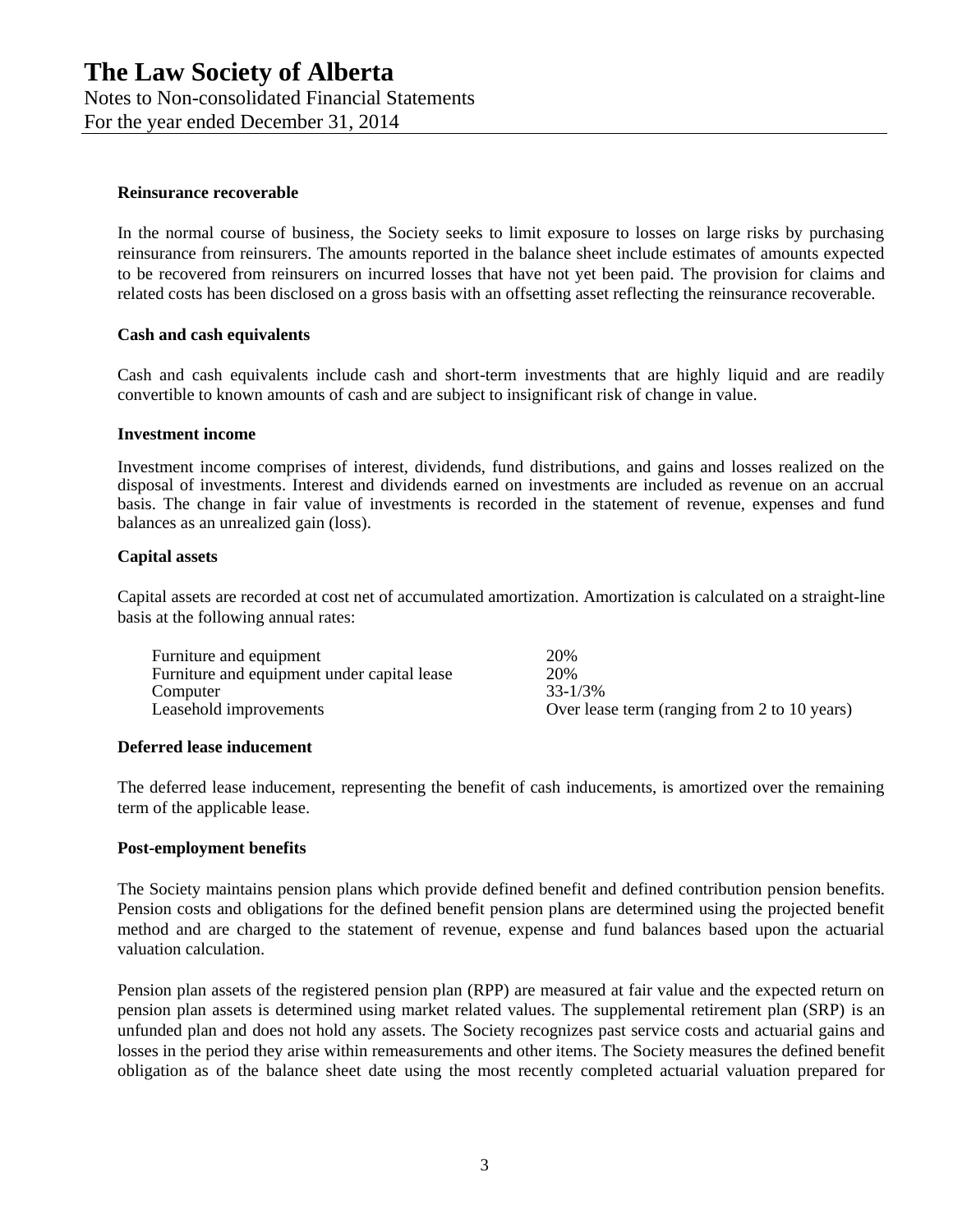#### Reinsurance recoverable

In the normal course of business, the Society seeks to limit exposure to losses on large risks by purchasing reinsurance from reinsurers. The amounts reported in the balance sheet include estimates of amounts expected to be recovered from reinsurers on incurred losses that have not yet been paid. The provision for claims and related costs has been disclosed on a gross basis with an offsetting asset reflecting the reinsurance recoverable.

#### Cash and cash equivalents

Cash and cash equivalents include cash and short-term investments that are highly liquid and are readily convertible to known amounts of cash and are subject to insignificant risk of change in value.

#### Investment income

Investment income comprises of interest, dividends, fund distributions, and gains and losses realized on the disposal of investments. Interest and dividends earned on investments are included as revenue on an accrual basis. The change in fair value of investments is recorded in the statement of revenue, expenses and fund balances as an unrealized gain (loss).

#### Capital assets

Capital assets are recorded at cost net of accumulated amortization. Amortization is calculated on a straight-line basis at the following annual rates:

| | |
|---|---|
| Furniture and equipment | 20% |
| Furniture and equipment under capital lease | 20% |
| Computer | 33-1/3% |
| Leasehold improvements | Over lease term (ranging from 2 to 10 years) |

#### Deferred lease inducement

The deferred lease inducement, representing the benefit of cash inducements, is amortized over the remaining term of the applicable lease.

#### Post-employment benefits

The Society maintains pension plans which provide defined benefit and defined contribution pension benefits. Pension costs and obligations for the defined benefit pension plans are determined using the projected benefit method and are charged to the statement of revenue, expense and fund balances based upon the actuarial valuation calculation.

Pension plan assets of the registered pension plan (RPP) are measured at fair value and the expected return on pension plan assets is determined using market related values. The supplemental retirement plan (SRP) is an unfunded plan and does not hold any assets. The Society recognizes past service costs and actuarial gains and losses in the period they arise within remeasurements and other items. The Society measures the defined benefit obligation as of the balance sheet date using the most recently completed actuarial valuation prepared for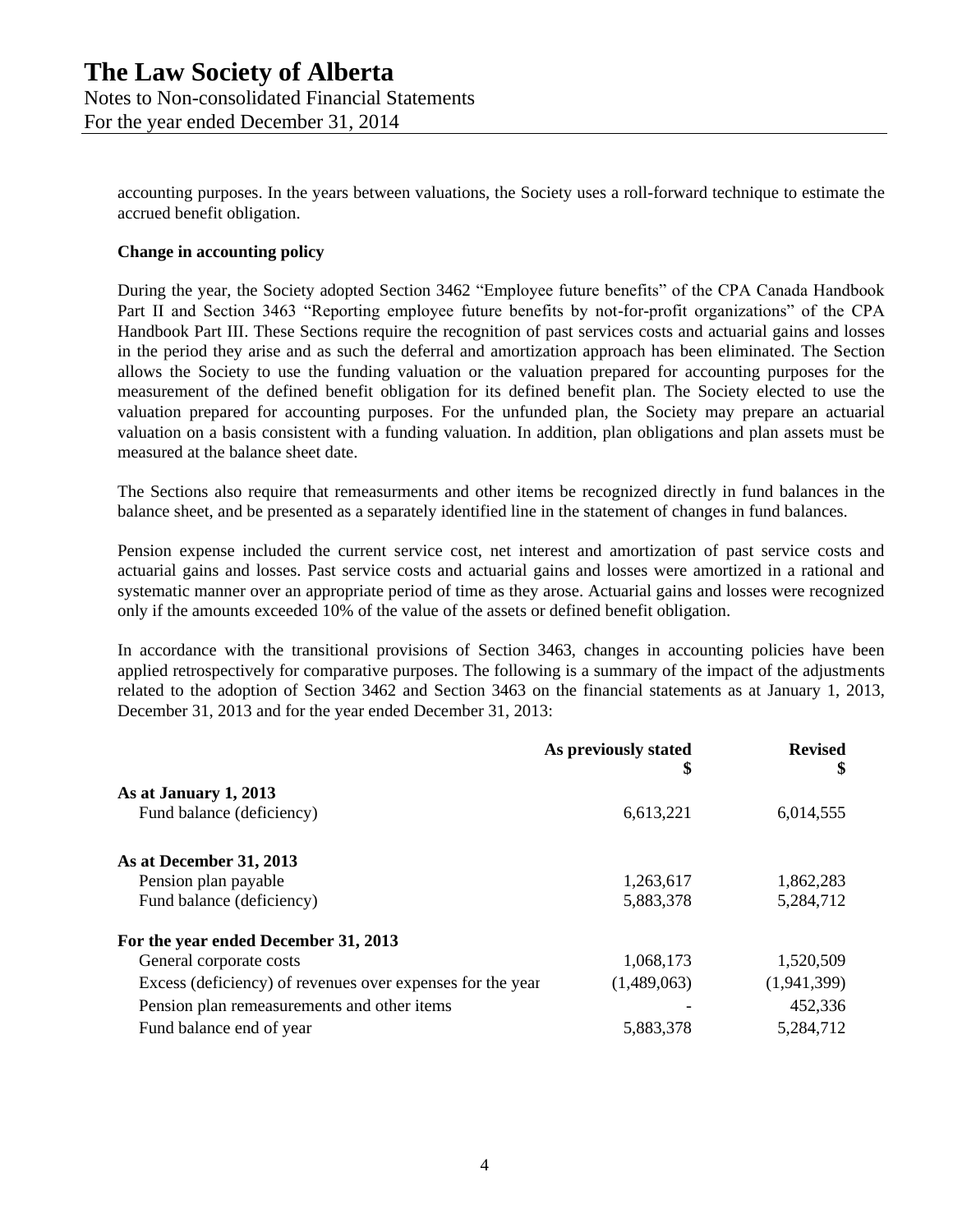accounting purposes. In the years between valuations, the Society uses a roll-forward technique to estimate the accrued benefit obligation.

**Change in accounting policy**

During the year, the Society adopted Section 3462 "Employee future benefits" of the CPA Canada Handbook Part II and Section 3463 "Reporting employee future benefits by not-for-profit organizations" of the CPA Handbook Part III. These Sections require the recognition of past services costs and actuarial gains and losses in the period they arise and as such the deferral and amortization approach has been eliminated. The Section allows the Society to use the funding valuation or the valuation prepared for accounting purposes for the measurement of the defined benefit obligation for its defined benefit plan. The Society elected to use the valuation prepared for accounting purposes. For the unfunded plan, the Society may prepare an actuarial valuation on a basis consistent with a funding valuation. In addition, plan obligations and plan assets must be measured at the balance sheet date.

The Sections also require that remeasurments and other items be recognized directly in fund balances in the balance sheet, and be presented as a separately identified line in the statement of changes in fund balances.

Pension expense included the current service cost, net interest and amortization of past service costs and actuarial gains and losses. Past service costs and actuarial gains and losses were amortized in a rational and systematic manner over an appropriate period of time as they arose. Actuarial gains and losses were recognized only if the amounts exceeded 10% of the value of the assets or defined benefit obligation.

In accordance with the transitional provisions of Section 3463, changes in accounting policies have been applied retrospectively for comparative purposes. The following is a summary of the impact of the adjustments related to the adoption of Section 3462 and Section 3463 on the financial statements as at January 1, 2013, December 31, 2013 and for the year ended December 31, 2013:

| | As previously stated<br>$ | Revised<br>$ |
|---|---|---|
| **As at January 1, 2013** | | |
| Fund balance (deficiency) | 6,613,221 | 6,014,555 |
| **As at December 31, 2013** | | |
| Pension plan payable | 1,263,617 | 1,862,283 |
| Fund balance (deficiency) | 5,883,378 | 5,284,712 |
| **For the year ended December 31, 2013** | | |
| General corporate costs | 1,068,173 | 1,520,509 |
| Excess (deficiency) of revenues over expenses for the year | (1,489,063) | (1,941,399) |
| Pension plan remeasurements and other items | - | 452,336 |
| Fund balance end of year | 5,883,378 | 5,284,712 |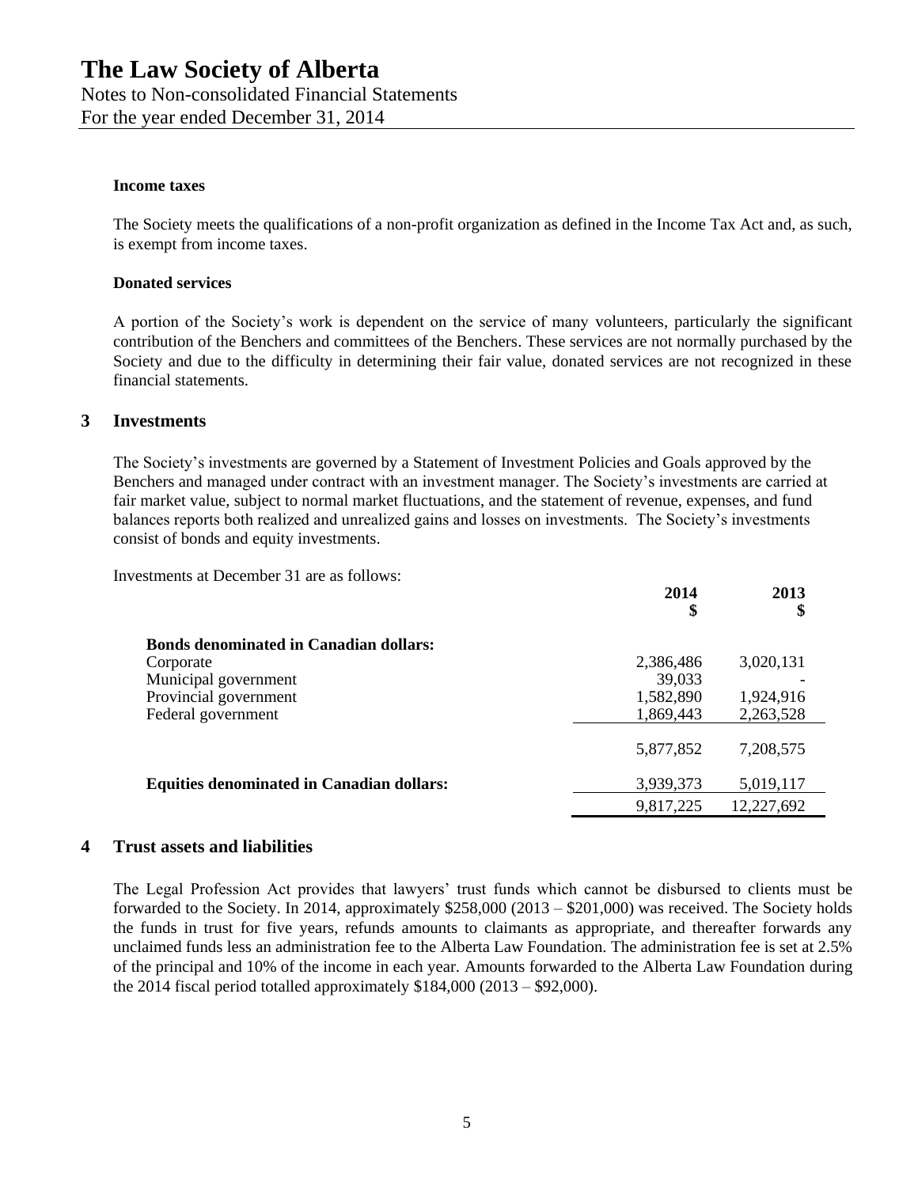### Income taxes

The Society meets the qualifications of a non-profit organization as defined in the Income Tax Act and, as such, is exempt from income taxes.

### Donated services

A portion of the Society's work is dependent on the service of many volunteers, particularly the significant contribution of the Benchers and committees of the Benchers. These services are not normally purchased by the Society and due to the difficulty in determining their fair value, donated services are not recognized in these financial statements.

## 3 Investments

The Society's investments are governed by a Statement of Investment Policies and Goals approved by the Benchers and managed under contract with an investment manager. The Society's investments are carried at fair market value, subject to normal market fluctuations, and the statement of revenue, expenses, and fund balances reports both realized and unrealized gains and losses on investments. The Society's investments consist of bonds and equity investments.

Investments at December 31 are as follows:

| | 2014 $ | 2013 $ |
|---|---|---|
| **Bonds denominated in Canadian dollars:** | | |
| Corporate | 2,386,486 | 3,020,131 |
| Municipal government | 39,033 | - |
| Provincial government | 1,582,890 | 1,924,916 |
| Federal government | 1,869,443 | 2,263,528 |
| | 5,877,852 | 7,208,575 |
| **Equities denominated in Canadian dollars:** | 3,939,373 | 5,019,117 |
| | 9,817,225 | 12,227,692 |

## 4 Trust assets and liabilities

The Legal Profession Act provides that lawyers' trust funds which cannot be disbursed to clients must be forwarded to the Society. In 2014, approximately $258,000 (2013 – $201,000) was received. The Society holds the funds in trust for five years, refunds amounts to claimants as appropriate, and thereafter forwards any unclaimed funds less an administration fee to the Alberta Law Foundation. The administration fee is set at 2.5% of the principal and 10% of the income in each year. Amounts forwarded to the Alberta Law Foundation during the 2014 fiscal period totalled approximately $184,000 (2013 – $92,000).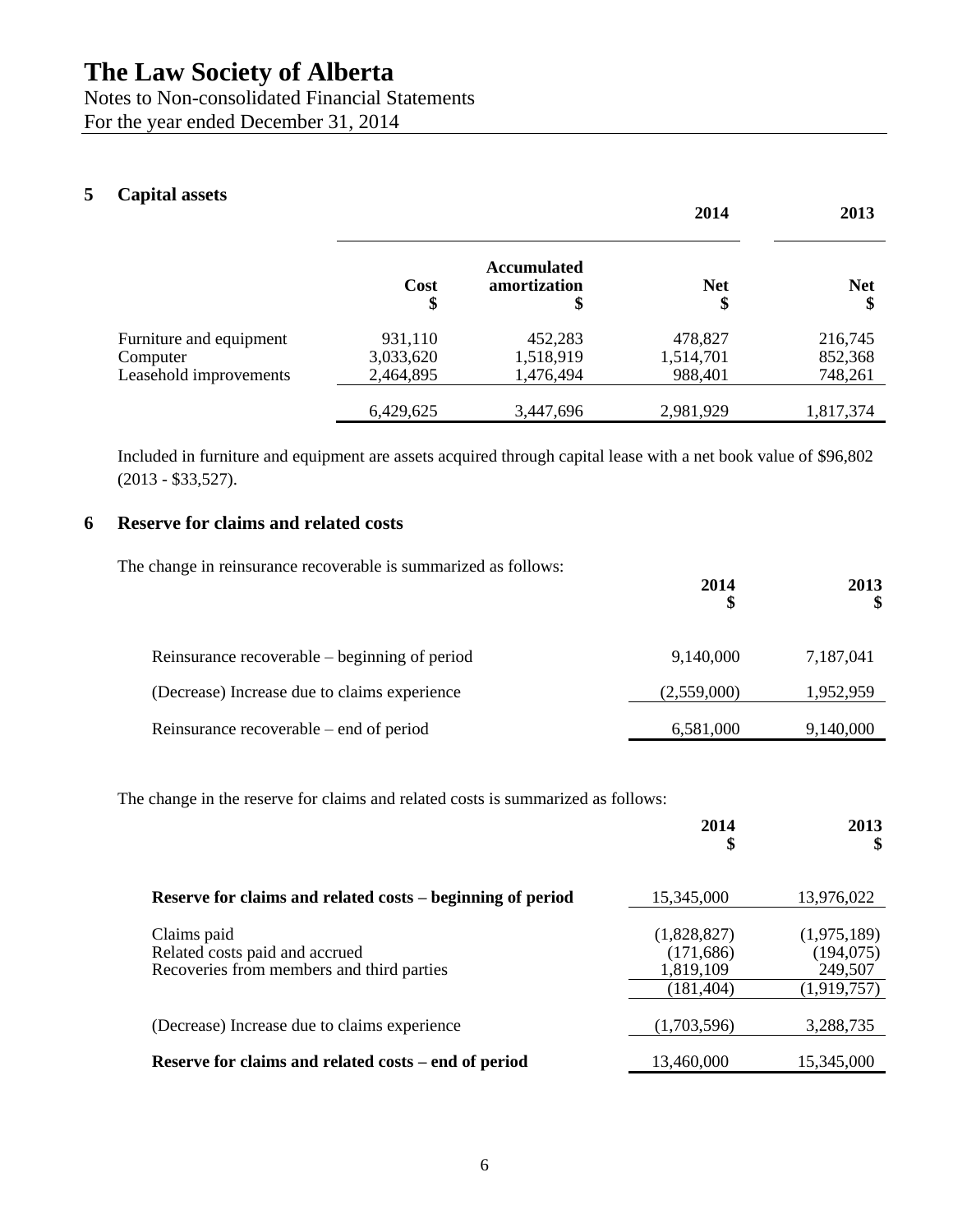# The Law Society of Alberta

Notes to Non-consolidated Financial Statements
For the year ended December 31, 2014

## 5 Capital assets

| | | | 2014 | 2013 |
|---|---|---|---|---|
| | Cost $ | Accumulated amortization $ | Net $ | Net $ |
| Furniture and equipment | 931,110 | 452,283 | 478,827 | 216,745 |
| Computer | 3,033,620 | 1,518,919 | 1,514,701 | 852,368 |
| Leasehold improvements | 2,464,895 | 1,476,494 | 988,401 | 748,261 |
| | 6,429,625 | 3,447,696 | 2,981,929 | 1,817,374 |

Included in furniture and equipment are assets acquired through capital lease with a net book value of $96,802 (2013 - $33,527).

## 6 Reserve for claims and related costs

The change in reinsurance recoverable is summarized as follows:

| | 2014 $ | 2013 $ |
|---|---|---|
| Reinsurance recoverable – beginning of period | 9,140,000 | 7,187,041 |
| (Decrease) Increase due to claims experience | (2,559,000) | 1,952,959 |
| Reinsurance recoverable – end of period | 6,581,000 | 9,140,000 |

The change in the reserve for claims and related costs is summarized as follows:

| | 2014 $ | 2013 $ |
|---|---|---|
| **Reserve for claims and related costs – beginning of period** | 15,345,000 | 13,976,022 |
| Claims paid | (1,828,827) | (1,975,189) |
| Related costs paid and accrued | (171,686) | (194,075) |
| Recoveries from members and third parties | 1,819,109 | 249,507 |
| | (181,404) | (1,919,757) |
| (Decrease) Increase due to claims experience | (1,703,596) | 3,288,735 |
| **Reserve for claims and related costs – end of period** | 13,460,000 | 15,345,000 |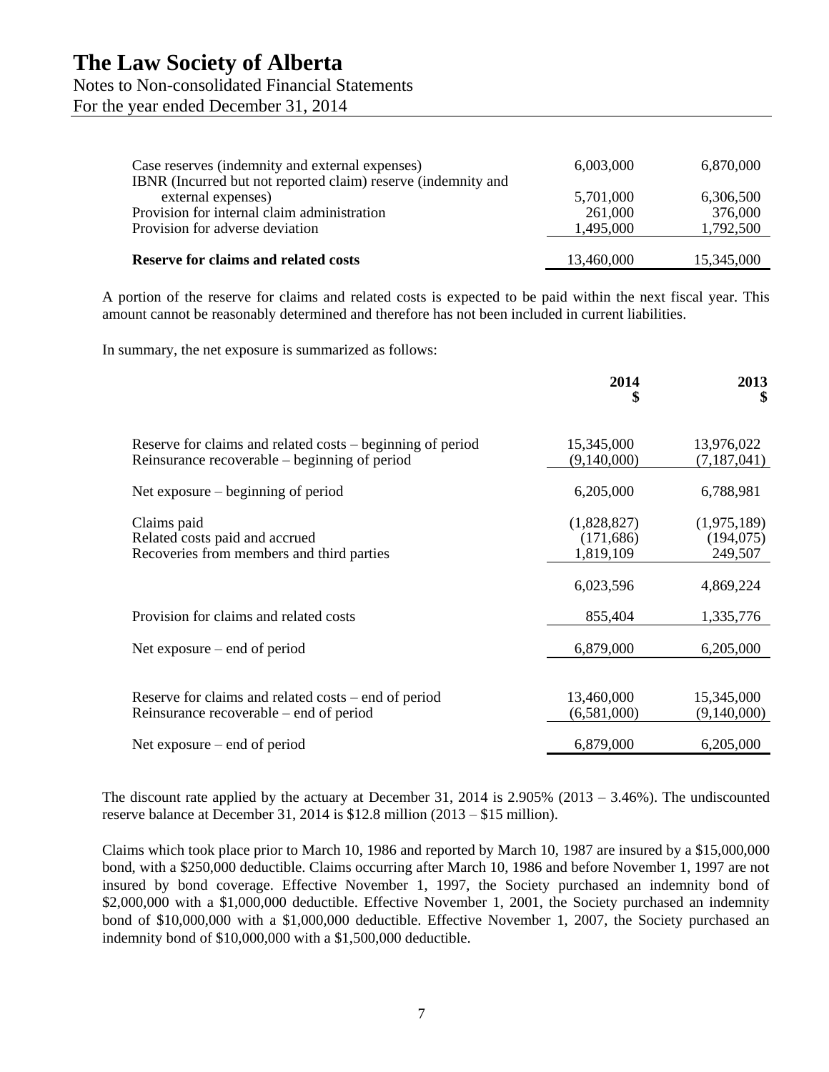# The Law Society of Alberta

Notes to Non-consolidated Financial Statements

For the year ended December 31, 2014

| | | |
|---|---|---|
| Case reserves (indemnity and external expenses) | 6,003,000 | 6,870,000 |
| IBNR (Incurred but not reported claim) reserve (indemnity and external expenses) | 5,701,000 | 6,306,500 |
| Provision for internal claim administration | 261,000 | 376,000 |
| Provision for adverse deviation | 1,495,000 | 1,792,500 |
| **Reserve for claims and related costs** | 13,460,000 | 15,345,000 |

A portion of the reserve for claims and related costs is expected to be paid within the next fiscal year. This amount cannot be reasonably determined and therefore has not been included in current liabilities.

In summary, the net exposure is summarized as follows:

| | 2014 $ | 2013 $ |
|---|---|---|
| Reserve for claims and related costs – beginning of period | 15,345,000 | 13,976,022 |
| Reinsurance recoverable – beginning of period | (9,140,000) | (7,187,041) |
| Net exposure – beginning of period | 6,205,000 | 6,788,981 |
| Claims paid | (1,828,827) | (1,975,189) |
| Related costs paid and accrued | (171,686) | (194,075) |
| Recoveries from members and third parties | 1,819,109 | 249,507 |
| | 6,023,596 | 4,869,224 |
| Provision for claims and related costs | 855,404 | 1,335,776 |
| Net exposure – end of period | 6,879,000 | 6,205,000 |
| Reserve for claims and related costs – end of period | 13,460,000 | 15,345,000 |
| Reinsurance recoverable – end of period | (6,581,000) | (9,140,000) |
| Net exposure – end of period | 6,879,000 | 6,205,000 |

The discount rate applied by the actuary at December 31, 2014 is 2.905% (2013 – 3.46%). The undiscounted reserve balance at December 31, 2014 is $12.8 million (2013 – $15 million).

Claims which took place prior to March 10, 1986 and reported by March 10, 1987 are insured by a $15,000,000 bond, with a $250,000 deductible. Claims occurring after March 10, 1986 and before November 1, 1997 are not insured by bond coverage. Effective November 1, 1997, the Society purchased an indemnity bond of $2,000,000 with a $1,000,000 deductible. Effective November 1, 2001, the Society purchased an indemnity bond of $10,000,000 with a $1,000,000 deductible. Effective November 1, 2007, the Society purchased an indemnity bond of $10,000,000 with a $1,500,000 deductible.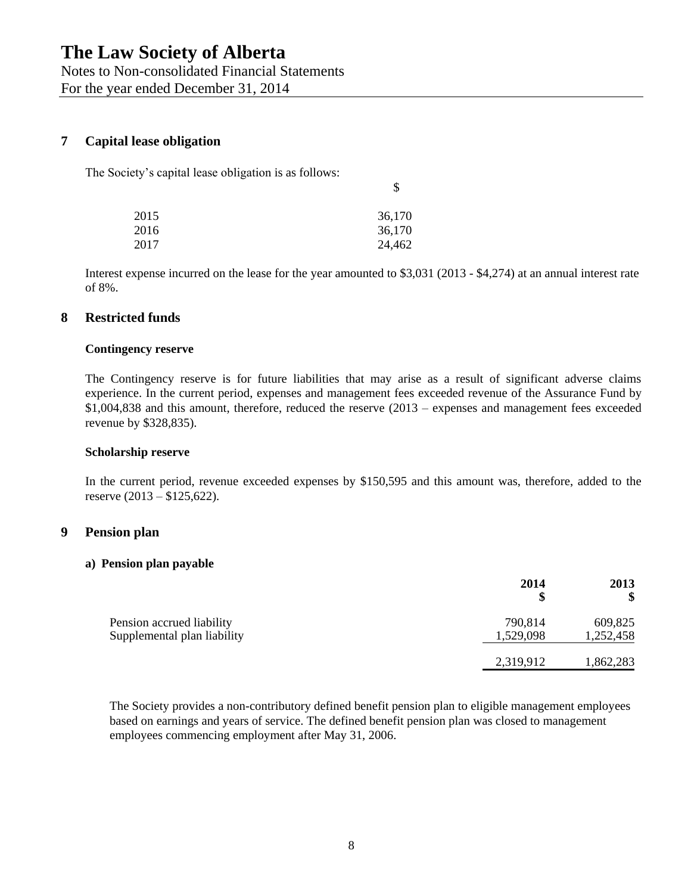## 7 Capital lease obligation

The Society's capital lease obligation is as follows:

| | $ |
|---|---|
| 2015 | 36,170 |
| 2016 | 36,170 |
| 2017 | 24,462 |

Interest expense incurred on the lease for the year amounted to $3,031 (2013 - $4,274) at an annual interest rate of 8%.

## 8 Restricted funds

### Contingency reserve

The Contingency reserve is for future liabilities that may arise as a result of significant adverse claims experience. In the current period, expenses and management fees exceeded revenue of the Assurance Fund by $1,004,838 and this amount, therefore, reduced the reserve (2013 – expenses and management fees exceeded revenue by $328,835).

### Scholarship reserve

In the current period, revenue exceeded expenses by $150,595 and this amount was, therefore, added to the reserve (2013 – $125,622).

## 9 Pension plan

### a) Pension plan payable

| | 2014 $ | 2013 $ |
|---|---|---|
| Pension accrued liability | 790,814 | 609,825 |
| Supplemental plan liability | 1,529,098 | 1,252,458 |
| | 2,319,912 | 1,862,283 |

The Society provides a non-contributory defined benefit pension plan to eligible management employees based on earnings and years of service. The defined benefit pension plan was closed to management employees commencing employment after May 31, 2006.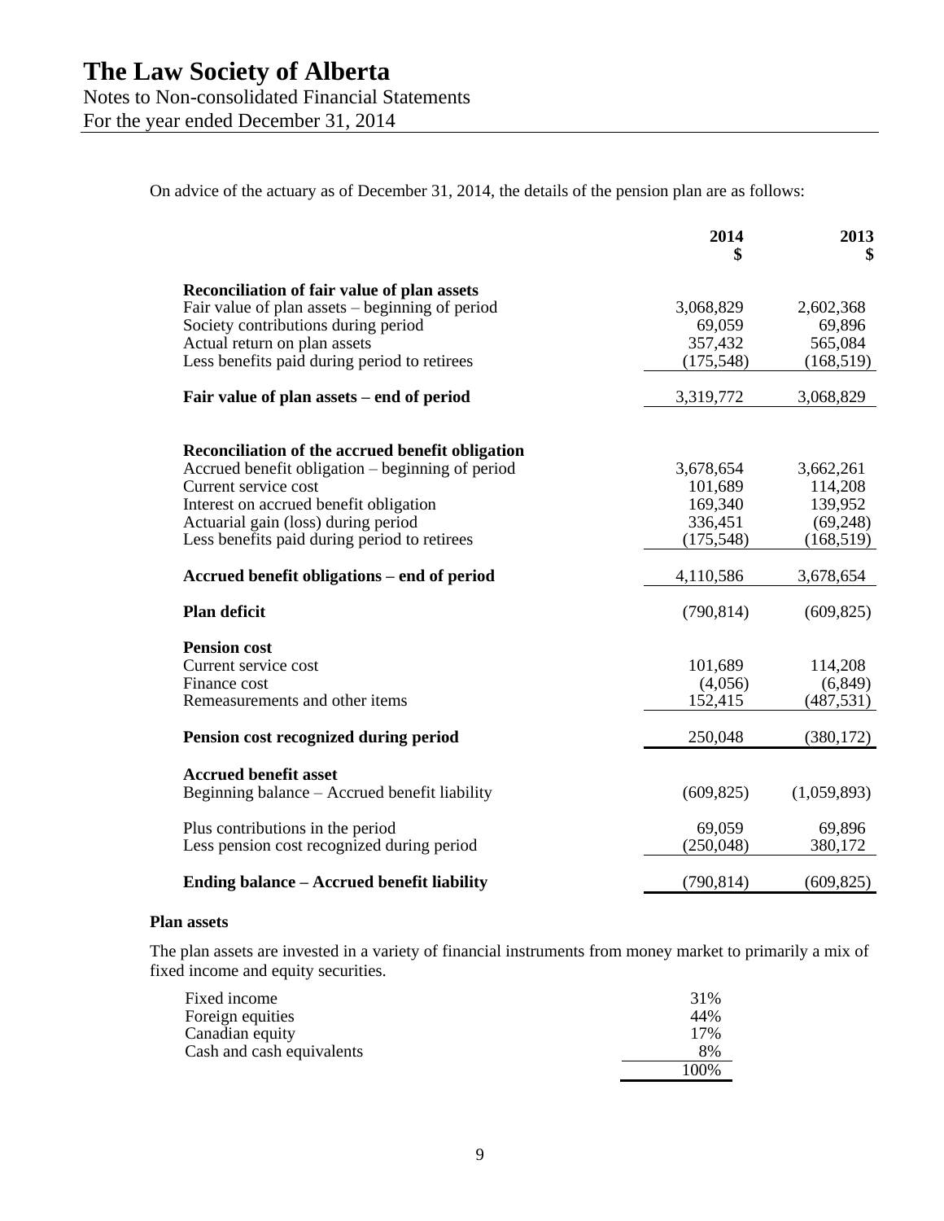# The Law Society of Alberta

Notes to Non-consolidated Financial Statements
For the year ended December 31, 2014

On advice of the actuary as of December 31, 2014, the details of the pension plan are as follows:

| | 2014 $ | 2013 $ |
|---|---|---|
| **Reconciliation of fair value of plan assets** | | |
| Fair value of plan assets – beginning of period | 3,068,829 | 2,602,368 |
| Society contributions during period | 69,059 | 69,896 |
| Actual return on plan assets | 357,432 | 565,084 |
| Less benefits paid during period to retirees | (175,548) | (168,519) |
| **Fair value of plan assets – end of period** | 3,319,772 | 3,068,829 |
| | | |
| **Reconciliation of the accrued benefit obligation** | | |
| Accrued benefit obligation – beginning of period | 3,678,654 | 3,662,261 |
| Current service cost | 101,689 | 114,208 |
| Interest on accrued benefit obligation | 169,340 | 139,952 |
| Actuarial gain (loss) during period | 336,451 | (69,248) |
| Less benefits paid during period to retirees | (175,548) | (168,519) |
| **Accrued benefit obligations – end of period** | 4,110,586 | 3,678,654 |
| **Plan deficit** | (790,814) | (609,825) |
| **Pension cost** | | |
| Current service cost | 101,689 | 114,208 |
| Finance cost | (4,056) | (6,849) |
| Remeasurements and other items | 152,415 | (487,531) |
| **Pension cost recognized during period** | 250,048 | (380,172) |
| **Accrued benefit asset** | | |
| Beginning balance – Accrued benefit liability | (609,825) | (1,059,893) |
| Plus contributions in the period | 69,059 | 69,896 |
| Less pension cost recognized during period | (250,048) | 380,172 |
| **Ending balance – Accrued benefit liability** | (790,814) | (609,825) |

**Plan assets**

The plan assets are invested in a variety of financial instruments from money market to primarily a mix of fixed income and equity securities.

| | |
|---|---|
| Fixed income | 31% |
| Foreign equities | 44% |
| Canadian equity | 17% |
| Cash and cash equivalents | 8% |
| | 100% |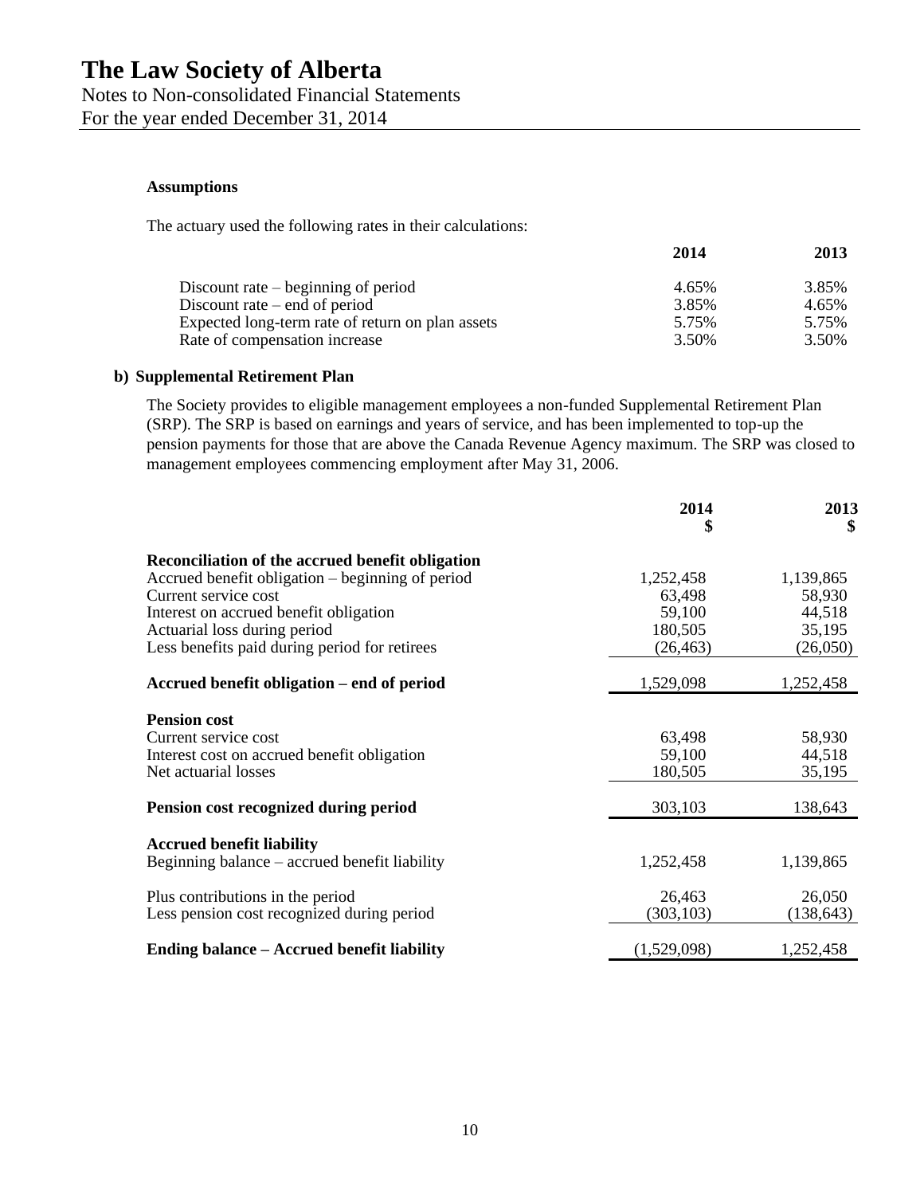# The Law Society of Alberta

Notes to Non-consolidated Financial Statements
For the year ended December 31, 2014

**Assumptions**

The actuary used the following rates in their calculations:

| | 2014 | 2013 |
|---|---|---|
| Discount rate – beginning of period | 4.65% | 3.85% |
| Discount rate – end of period | 3.85% | 4.65% |
| Expected long-term rate of return on plan assets | 5.75% | 5.75% |
| Rate of compensation increase | 3.50% | 3.50% |

**b) Supplemental Retirement Plan**

The Society provides to eligible management employees a non-funded Supplemental Retirement Plan (SRP). The SRP is based on earnings and years of service, and has been implemented to top-up the pension payments for those that are above the Canada Revenue Agency maximum. The SRP was closed to management employees commencing employment after May 31, 2006.

| | 2014 $ | 2013 $ |
|---|---|---|
| **Reconciliation of the accrued benefit obligation** | | |
| Accrued benefit obligation – beginning of period | 1,252,458 | 1,139,865 |
| Current service cost | 63,498 | 58,930 |
| Interest on accrued benefit obligation | 59,100 | 44,518 |
| Actuarial loss during period | 180,505 | 35,195 |
| Less benefits paid during period for retirees | (26,463) | (26,050) |
| **Accrued benefit obligation – end of period** | 1,529,098 | 1,252,458 |
| **Pension cost** | | |
| Current service cost | 63,498 | 58,930 |
| Interest cost on accrued benefit obligation | 59,100 | 44,518 |
| Net actuarial losses | 180,505 | 35,195 |
| **Pension cost recognized during period** | 303,103 | 138,643 |
| **Accrued benefit liability** | | |
| Beginning balance – accrued benefit liability | 1,252,458 | 1,139,865 |
| Plus contributions in the period | 26,463 | 26,050 |
| Less pension cost recognized during period | (303,103) | (138,643) |
| **Ending balance – Accrued benefit liability** | (1,529,098) | 1,252,458 |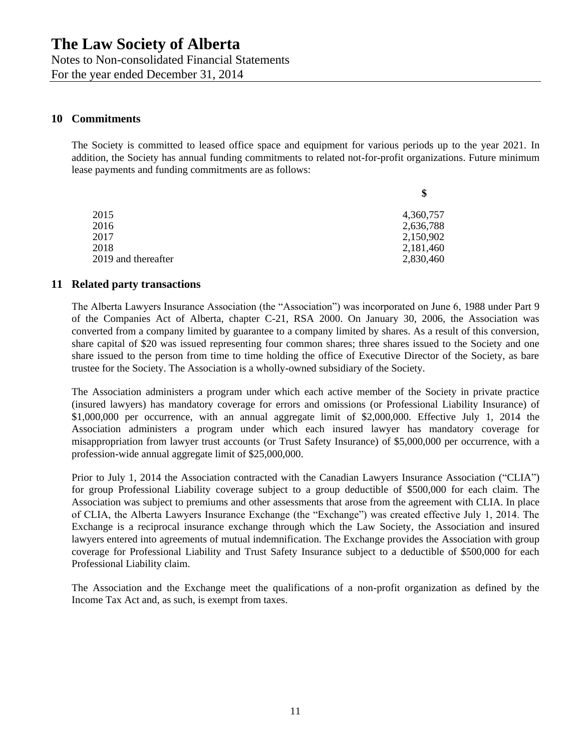# The Law Society of Alberta

Notes to Non-consolidated Financial Statements
For the year ended December 31, 2014

## 10 Commitments

The Society is committed to leased office space and equipment for various periods up to the year 2021. In addition, the Society has annual funding commitments to related not-for-profit organizations. Future minimum lease payments and funding commitments are as follows:

| | $ |
|---|---|
| 2015 | 4,360,757 |
| 2016 | 2,636,788 |
| 2017 | 2,150,902 |
| 2018 | 2,181,460 |
| 2019 and thereafter | 2,830,460 |

## 11 Related party transactions

The Alberta Lawyers Insurance Association (the "Association") was incorporated on June 6, 1988 under Part 9 of the Companies Act of Alberta, chapter C-21, RSA 2000. On January 30, 2006, the Association was converted from a company limited by guarantee to a company limited by shares. As a result of this conversion, share capital of $20 was issued representing four common shares; three shares issued to the Society and one share issued to the person from time to time holding the office of Executive Director of the Society, as bare trustee for the Society. The Association is a wholly-owned subsidiary of the Society.

The Association administers a program under which each active member of the Society in private practice (insured lawyers) has mandatory coverage for errors and omissions (or Professional Liability Insurance) of $1,000,000 per occurrence, with an annual aggregate limit of $2,000,000. Effective July 1, 2014 the Association administers a program under which each insured lawyer has mandatory coverage for misappropriation from lawyer trust accounts (or Trust Safety Insurance) of $5,000,000 per occurrence, with a profession-wide annual aggregate limit of $25,000,000.

Prior to July 1, 2014 the Association contracted with the Canadian Lawyers Insurance Association ("CLIA") for group Professional Liability coverage subject to a group deductible of $500,000 for each claim. The Association was subject to premiums and other assessments that arose from the agreement with CLIA. In place of CLIA, the Alberta Lawyers Insurance Exchange (the "Exchange") was created effective July 1, 2014. The Exchange is a reciprocal insurance exchange through which the Law Society, the Association and insured lawyers entered into agreements of mutual indemnification. The Exchange provides the Association with group coverage for Professional Liability and Trust Safety Insurance subject to a deductible of $500,000 for each Professional Liability claim.

The Association and the Exchange meet the qualifications of a non-profit organization as defined by the Income Tax Act and, as such, is exempt from taxes.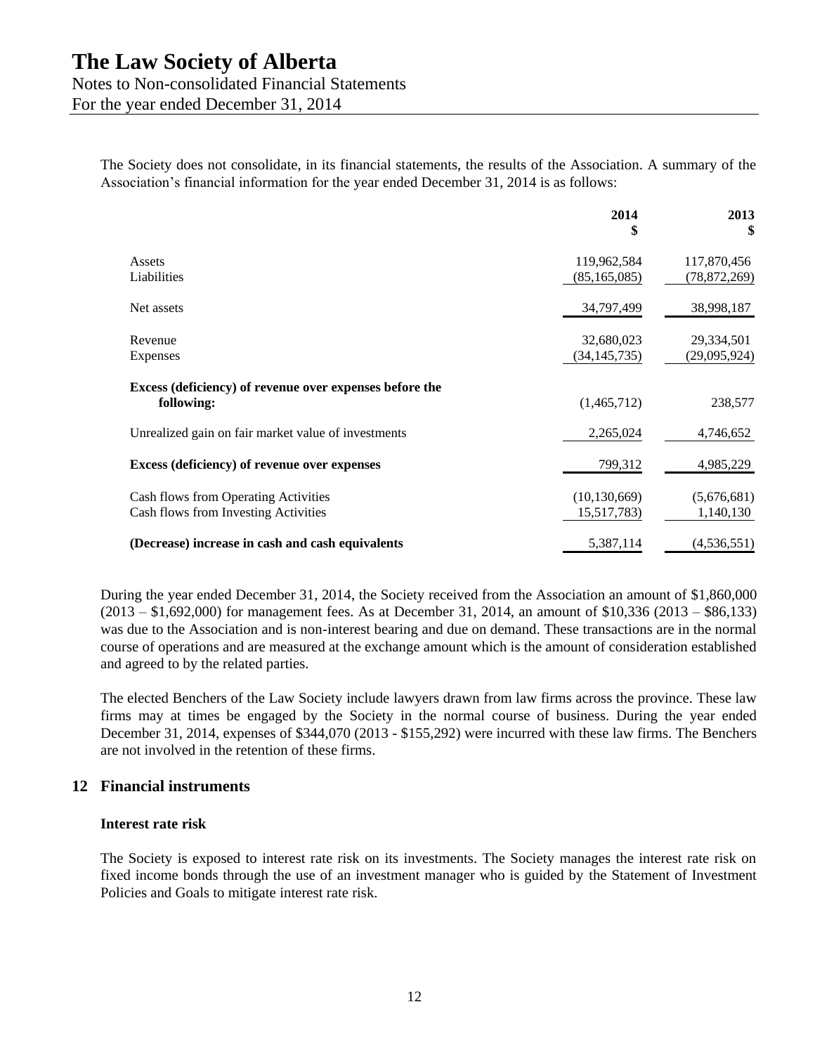The Society does not consolidate, in its financial statements, the results of the Association. A summary of the Association's financial information for the year ended December 31, 2014 is as follows:

| | 2014<br>$ | 2013<br>$ |
|---|---:|---:|
| Assets | 119,962,584 | 117,870,456 |
| Liabilities | (85,165,085) | (78,872,269) |
| Net assets | 34,797,499 | 38,998,187 |
| Revenue | 32,680,023 | 29,334,501 |
| Expenses | (34,145,735) | (29,095,924) |
| **Excess (deficiency) of revenue over expenses before the following:** | (1,465,712) | 238,577 |
| Unrealized gain on fair market value of investments | 2,265,024 | 4,746,652 |
| **Excess (deficiency) of revenue over expenses** | 799,312 | 4,985,229 |
| Cash flows from Operating Activities | (10,130,669) | (5,676,681) |
| Cash flows from Investing Activities | 15,517,783) | 1,140,130 |
| **(Decrease) increase in cash and cash equivalents** | 5,387,114 | (4,536,551) |

During the year ended December 31, 2014, the Society received from the Association an amount of $1,860,000 (2013 – $1,692,000) for management fees. As at December 31, 2014, an amount of $10,336 (2013 – $86,133) was due to the Association and is non-interest bearing and due on demand. These transactions are in the normal course of operations and are measured at the exchange amount which is the amount of consideration established and agreed to by the related parties.

The elected Benchers of the Law Society include lawyers drawn from law firms across the province. These law firms may at times be engaged by the Society in the normal course of business. During the year ended December 31, 2014, expenses of $344,070 (2013 - $155,292) were incurred with these law firms. The Benchers are not involved in the retention of these firms.

## 12 Financial instruments

**Interest rate risk**

The Society is exposed to interest rate risk on its investments. The Society manages the interest rate risk on fixed income bonds through the use of an investment manager who is guided by the Statement of Investment Policies and Goals to mitigate interest rate risk.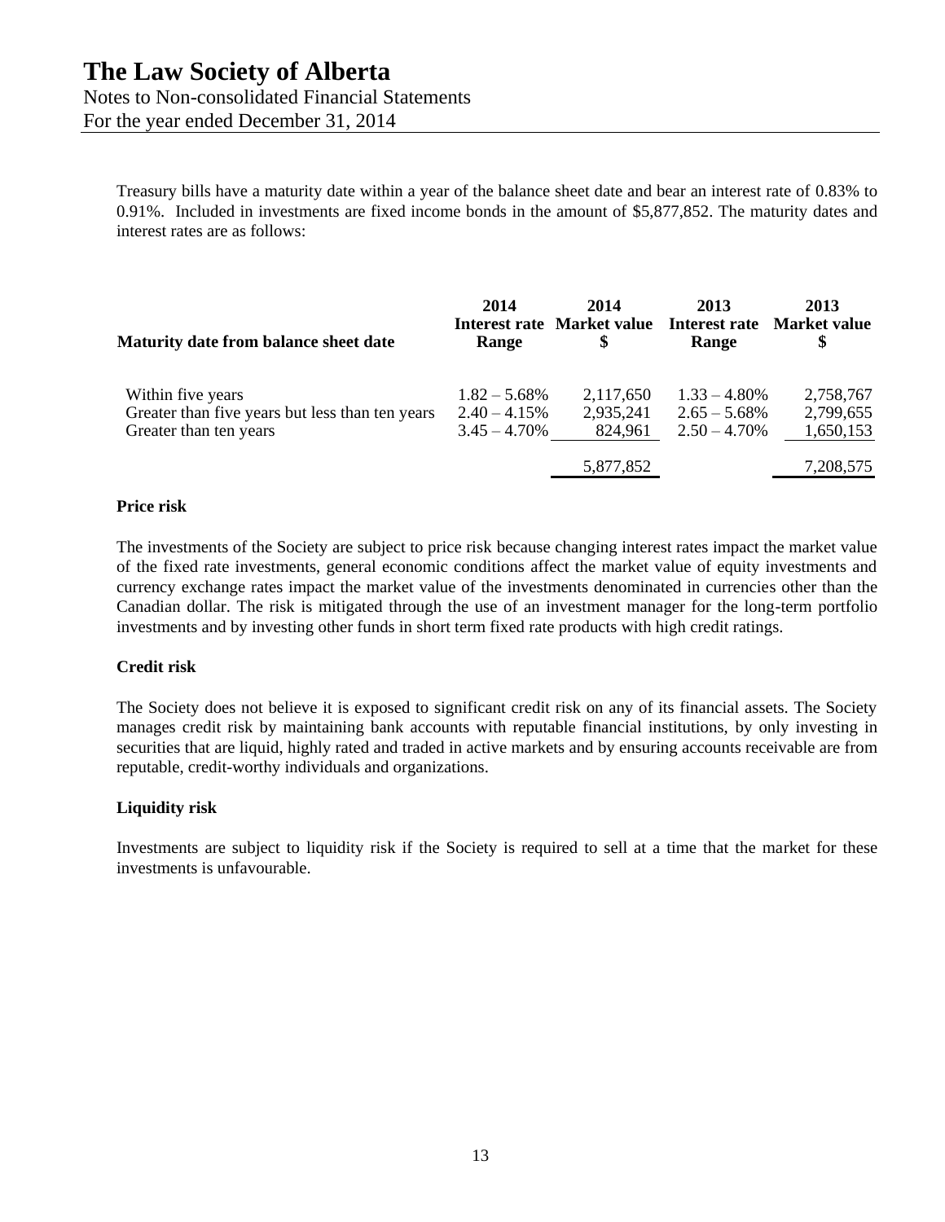# The Law Society of Alberta

Notes to Non-consolidated Financial Statements
For the year ended December 31, 2014

Treasury bills have a maturity date within a year of the balance sheet date and bear an interest rate of 0.83% to 0.91%. Included in investments are fixed income bonds in the amount of $5,877,852. The maturity dates and interest rates are as follows:

| Maturity date from balance sheet date | 2014 Interest rate Range | 2014 Market value $ | 2013 Interest rate Range | 2013 Market value $ |
|---|---|---|---|---|
| Within five years | 1.82 – 5.68% | 2,117,650 | 1.33 – 4.80% | 2,758,767 |
| Greater than five years but less than ten years | 2.40 – 4.15% | 2,935,241 | 2.65 – 5.68% | 2,799,655 |
| Greater than ten years | 3.45 – 4.70% | 824,961 | 2.50 – 4.70% | 1,650,153 |
| | | 5,877,852 | | 7,208,575 |

**Price risk**

The investments of the Society are subject to price risk because changing interest rates impact the market value of the fixed rate investments, general economic conditions affect the market value of equity investments and currency exchange rates impact the market value of the investments denominated in currencies other than the Canadian dollar. The risk is mitigated through the use of an investment manager for the long-term portfolio investments and by investing other funds in short term fixed rate products with high credit ratings.

**Credit risk**

The Society does not believe it is exposed to significant credit risk on any of its financial assets. The Society manages credit risk by maintaining bank accounts with reputable financial institutions, by only investing in securities that are liquid, highly rated and traded in active markets and by ensuring accounts receivable are from reputable, credit-worthy individuals and organizations.

**Liquidity risk**

Investments are subject to liquidity risk if the Society is required to sell at a time that the market for these investments is unfavourable.